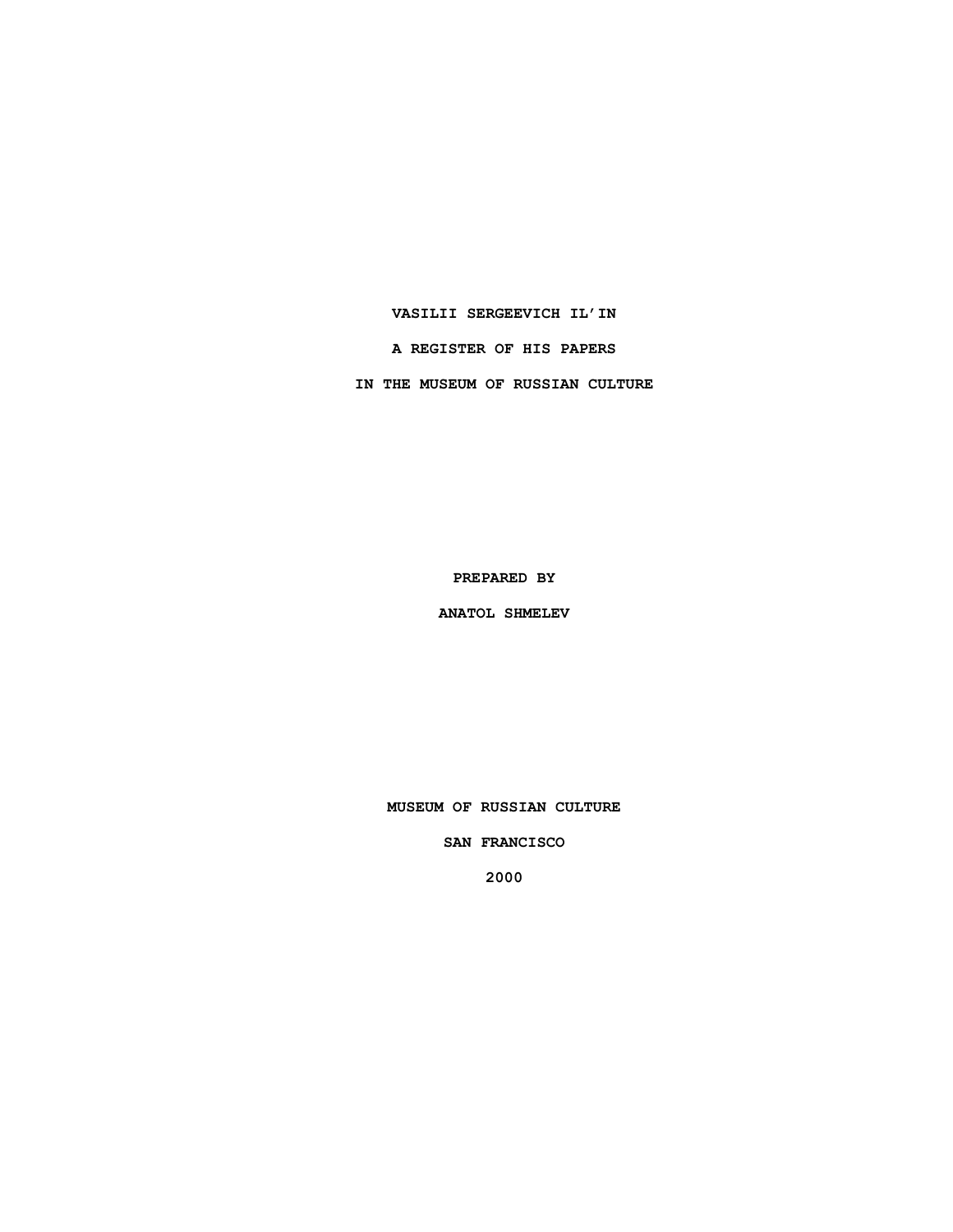# VASILII SERGEEVICH IL'IN

## A REGISTER OF HIS PAPERS

## IN THE MUSEUM OF RUSSIAN CULTURE

PREPARED BY

ANATOL SHMELEV

MUSEUM OF RUSSIAN CULTURE

SAN FRANCISCO

2000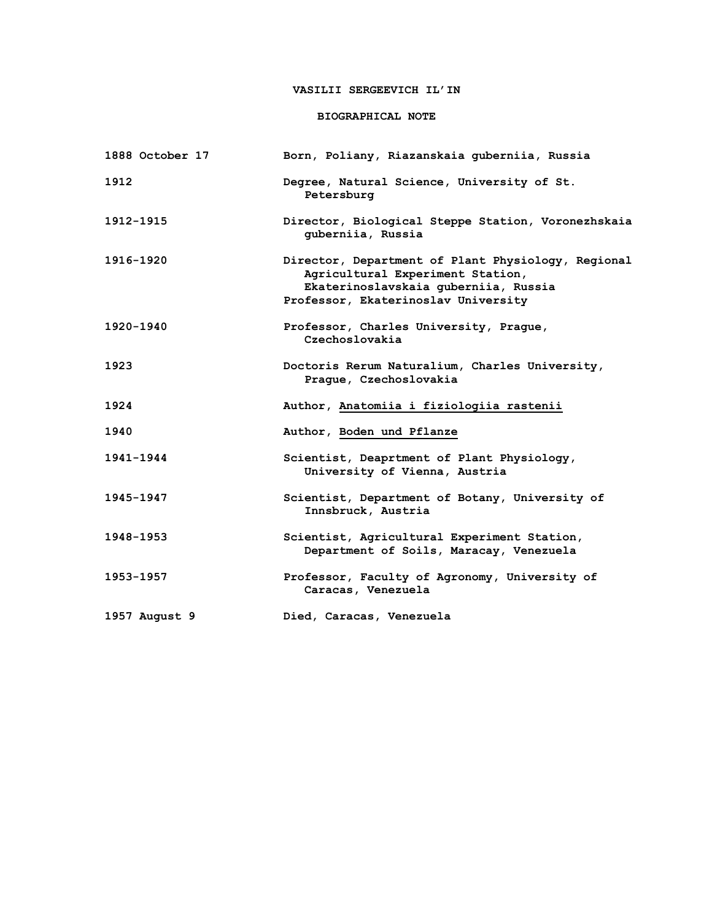# VASILII SERGEEVICH IL'IN

## BIOGRAPHICAL NOTE

| | |
|---|---|
| 1888 October 17 | Born, Poliany, Riazanskaia guberniia, Russia |
| 1912 | Degree, Natural Science, University of St. Petersburg |
| 1912-1915 | Director, Biological Steppe Station, Voronezhskaia guberniia, Russia |
| 1916-1920 | Director, Department of Plant Physiology, Regional Agricultural Experiment Station, Ekaterinoslavskaia guberniia, Russia<br>Professor, Ekaterinoslav University |
| 1920-1940 | Professor, Charles University, Prague, Czechoslovakia |
| 1923 | Doctoris Rerum Naturalium, Charles University, Prague, Czechoslovakia |
| 1924 | Author, <u>Anatomiia i fiziologiia rastenii</u> |
| 1940 | Author, <u>Boden und Pflanze</u> |
| 1941-1944 | Scientist, Deaprtment of Plant Physiology, University of Vienna, Austria |
| 1945-1947 | Scientist, Department of Botany, University of Innsbruck, Austria |
| 1948-1953 | Scientist, Agricultural Experiment Station, Department of Soils, Maracay, Venezuela |
| 1953-1957 | Professor, Faculty of Agronomy, University of Caracas, Venezuela |
| 1957 August 9 | Died, Caracas, Venezuela |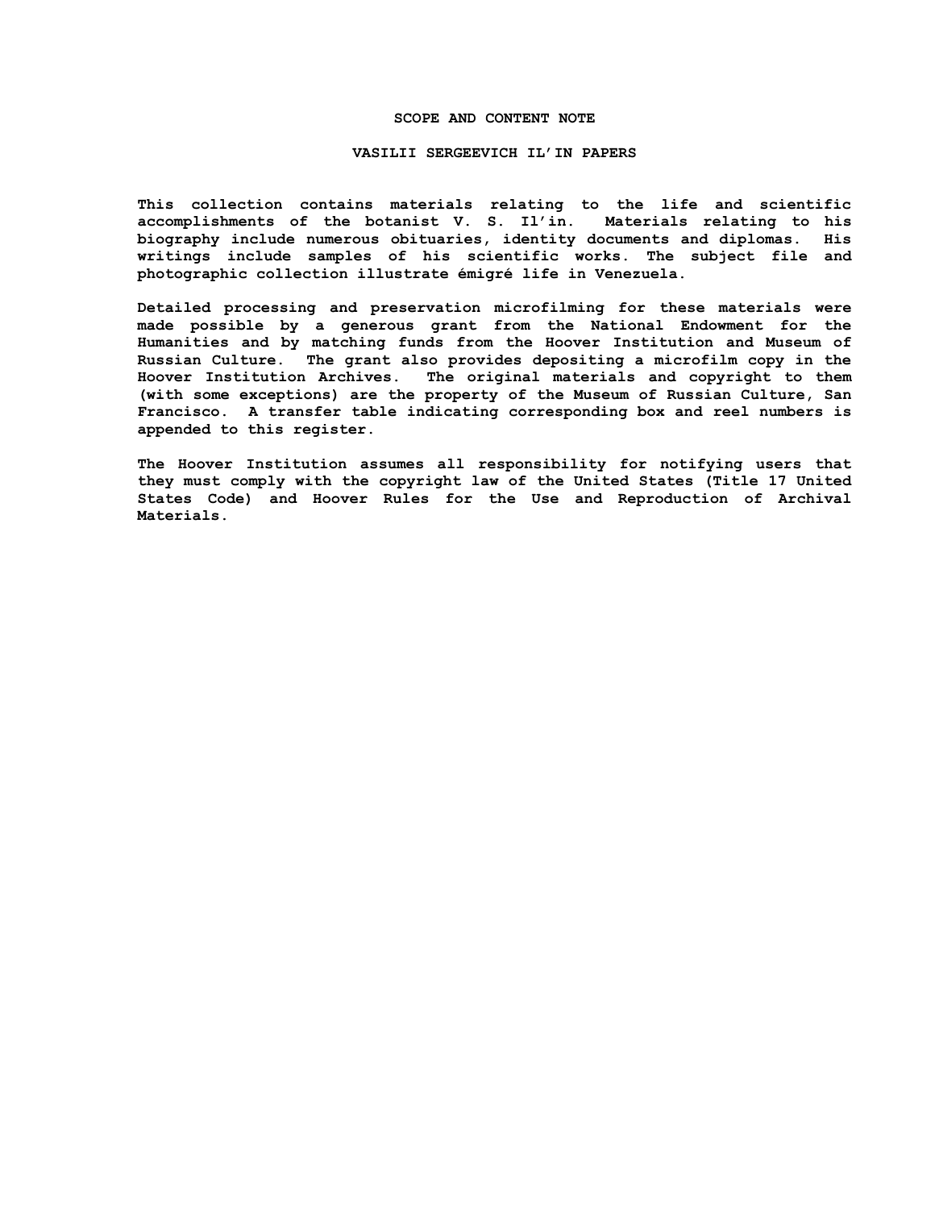# SCOPE AND CONTENT NOTE

## VASILII SERGEEVICH IL'IN PAPERS

This collection contains materials relating to the life and scientific accomplishments of the botanist V. S. Il'in. Materials relating to his biography include numerous obituaries, identity documents and diplomas. His writings include samples of his scientific works. The subject file and photographic collection illustrate émigré life in Venezuela.

Detailed processing and preservation microfilming for these materials were made possible by a generous grant from the National Endowment for the Humanities and by matching funds from the Hoover Institution and Museum of Russian Culture. The grant also provides depositing a microfilm copy in the Hoover Institution Archives. The original materials and copyright to them (with some exceptions) are the property of the Museum of Russian Culture, San Francisco. A transfer table indicating corresponding box and reel numbers is appended to this register.

The Hoover Institution assumes all responsibility for notifying users that they must comply with the copyright law of the United States (Title 17 United States Code) and Hoover Rules for the Use and Reproduction of Archival Materials.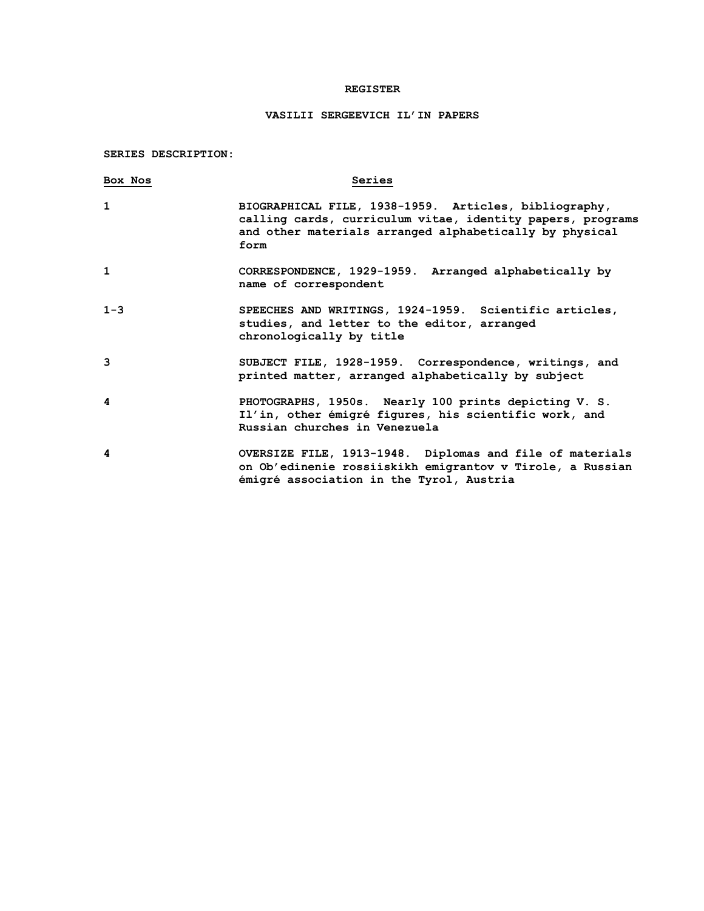# REGISTER

## VASILII SERGEEVICH IL'IN PAPERS

**SERIES DESCRIPTION:**

| Box Nos | Series |
|---|---|
| 1 | BIOGRAPHICAL FILE, 1938-1959. Articles, bibliography, calling cards, curriculum vitae, identity papers, programs and other materials arranged alphabetically by physical form |
| 1 | CORRESPONDENCE, 1929-1959. Arranged alphabetically by name of correspondent |
| 1-3 | SPEECHES AND WRITINGS, 1924-1959. Scientific articles, studies, and letter to the editor, arranged chronologically by title |
| 3 | SUBJECT FILE, 1928-1959. Correspondence, writings, and printed matter, arranged alphabetically by subject |
| 4 | PHOTOGRAPHS, 1950s. Nearly 100 prints depicting V. S. Il'in, other émigré figures, his scientific work, and Russian churches in Venezuela |
| 4 | OVERSIZE FILE, 1913-1948. Diplomas and file of materials on Ob'edinenie rossiiskikh emigrantov v Tirole, a Russian émigré association in the Tyrol, Austria |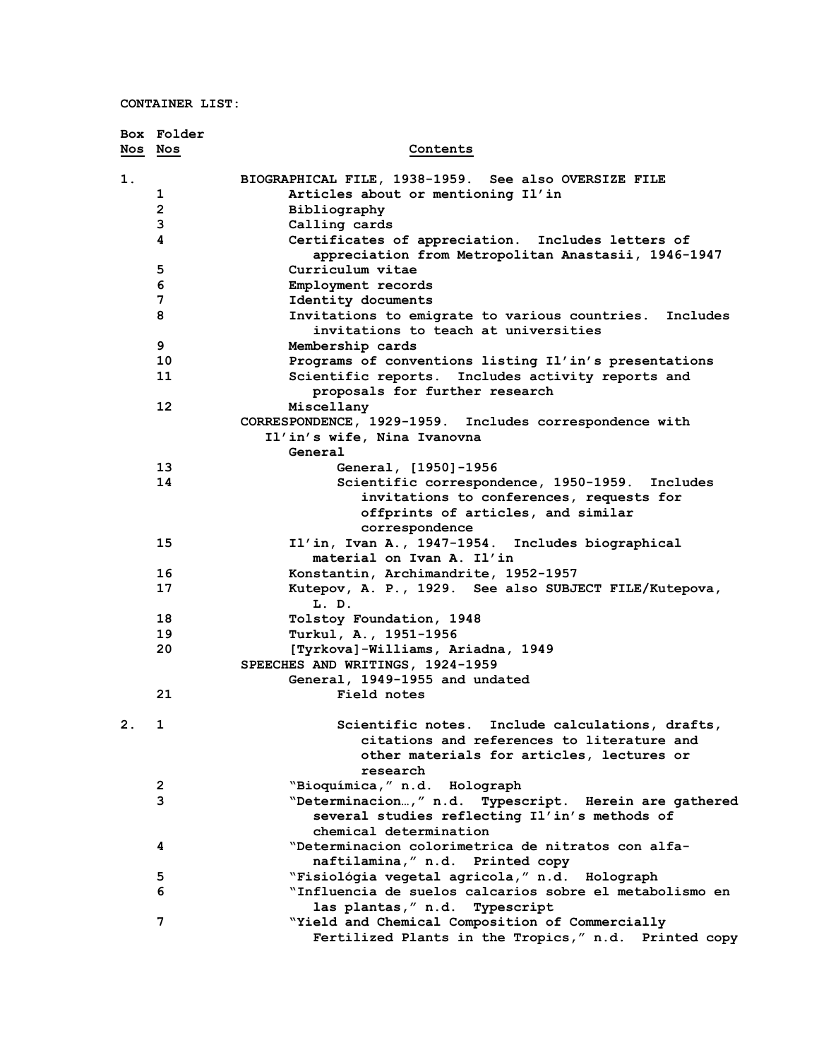CONTAINER LIST:

| Box Nos | Folder Nos | Contents |
|---|---|---|
| 1. | | BIOGRAPHICAL FILE, 1938-1959. See also OVERSIZE FILE |
| | 1 | Articles about or mentioning Il'in |
| | 2 | Bibliography |
| | 3 | Calling cards |
| | 4 | Certificates of appreciation. Includes letters of appreciation from Metropolitan Anastasii, 1946-1947 |
| | 5 | Curriculum vitae |
| | 6 | Employment records |
| | 7 | Identity documents |
| | 8 | Invitations to emigrate to various countries. Includes invitations to teach at universities |
| | 9 | Membership cards |
| | 10 | Programs of conventions listing Il'in's presentations |
| | 11 | Scientific reports. Includes activity reports and proposals for further research |
| | 12 | Miscellany |
| | | CORRESPONDENCE, 1929-1959. Includes correspondence with Il'in's wife, Nina Ivanovna |
| | | General |
| | 13 | General, [1950]-1956 |
| | 14 | Scientific correspondence, 1950-1959. Includes invitations to conferences, requests for offprints of articles, and similar correspondence |
| | 15 | Il'in, Ivan A., 1947-1954. Includes biographical material on Ivan A. Il'in |
| | 16 | Konstantin, Archimandrite, 1952-1957 |
| | 17 | Kutepov, A. P., 1929. See also SUBJECT FILE/Kutepova, L. D. |
| | 18 | Tolstoy Foundation, 1948 |
| | 19 | Turkul, A., 1951-1956 |
| | 20 | [Tyrkova]-Williams, Ariadna, 1949 |
| | | SPEECHES AND WRITINGS, 1924-1959 |
| | | General, 1949-1955 and undated |
| | 21 | Field notes |
| 2. | 1 | Scientific notes. Include calculations, drafts, citations and references to literature and other materials for articles, lectures or research |
| | 2 | "Bioquímica," n.d. Holograph |
| | 3 | "Determinacion…," n.d. Typescript. Herein are gathered several studies reflecting Il'in's methods of chemical determination |
| | 4 | "Determinacion colorimetrica de nitratos con alfa-naftilamina," n.d. Printed copy |
| | 5 | "Fisiológia vegetal agricola," n.d. Holograph |
| | 6 | "Influencia de suelos calcarios sobre el metabolismo en las plantas," n.d. Typescript |
| | 7 | "Yield and Chemical Composition of Commercially Fertilized Plants in the Tropics," n.d. Printed copy |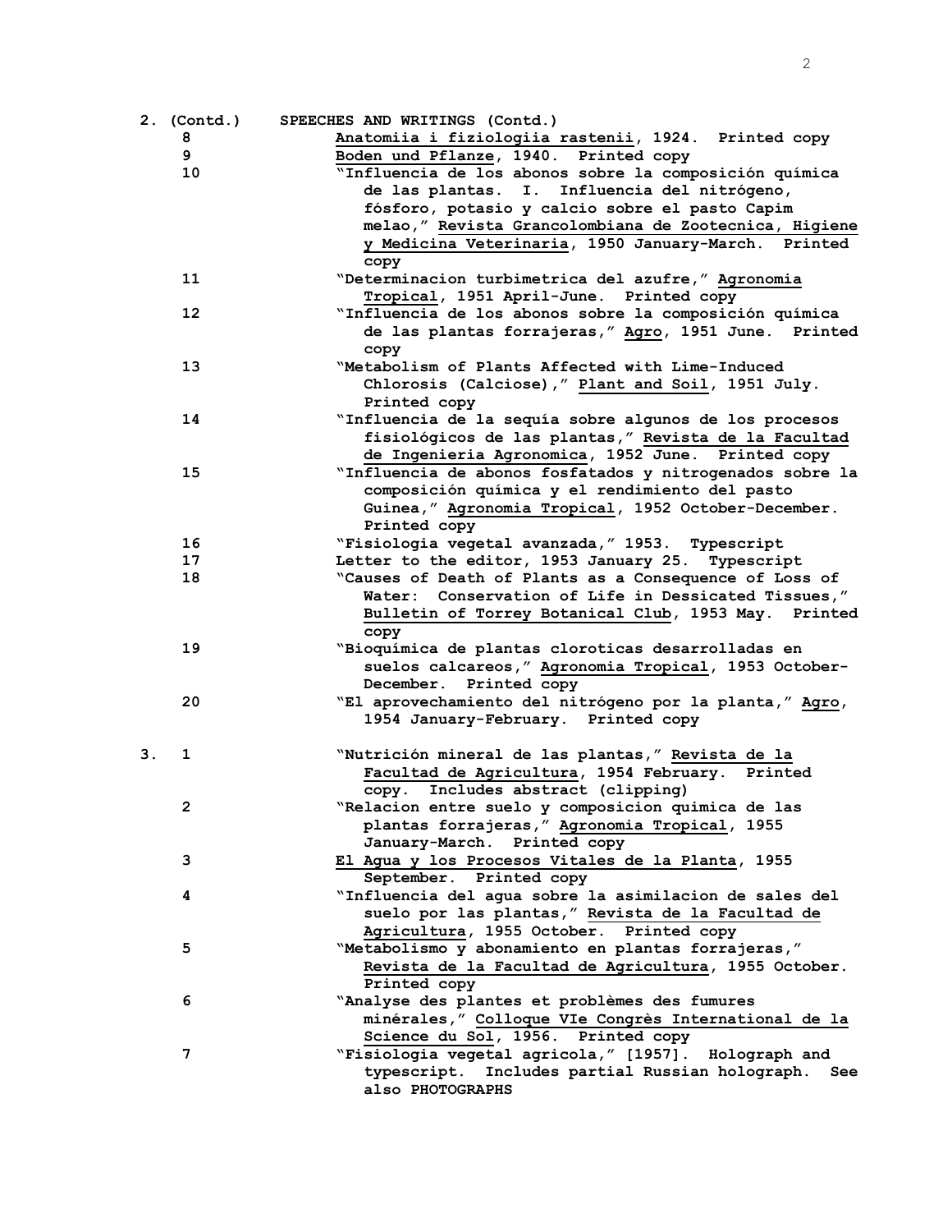2. (Contd.) SPEECHES AND WRITINGS (Contd.)

| | | |
|---|---|---|
| | 8 | Anatomiia i fiziologiia rastenii, 1924. Printed copy |
| | 9 | Boden und Pflanze, 1940. Printed copy |
| | 10 | "Influencia de los abonos sobre la composición química de las plantas. I. Influencia del nitrógeno, fósforo, potasio y calcio sobre el pasto Capim melao," Revista Grancolombiana de Zootecnica, Higiene y Medicina Veterinaria, 1950 January-March. Printed copy |
| | 11 | "Determinacion turbimetrica del azufre," Agronomia Tropical, 1951 April-June. Printed copy |
| | 12 | "Influencia de los abonos sobre la composición química de las plantas forrajeras," Agro, 1951 June. Printed copy |
| | 13 | "Metabolism of Plants Affected with Lime-Induced Chlorosis (Calciose)," Plant and Soil, 1951 July. Printed copy |
| | 14 | "Influencia de la sequía sobre algunos de los procesos fisiológicos de las plantas," Revista de la Facultad de Ingenieria Agronomica, 1952 June. Printed copy |
| | 15 | "Influencia de abonos fosfatados y nitrogenados sobre la composición química y el rendimiento del pasto Guinea," Agronomia Tropical, 1952 October-December. Printed copy |
| | 16 | "Fisiologia vegetal avanzada," 1953. Typescript |
| | 17 | Letter to the editor, 1953 January 25. Typescript |
| | 18 | "Causes of Death of Plants as a Consequence of Loss of Water: Conservation of Life in Dessicated Tissues," Bulletin of Torrey Botanical Club, 1953 May. Printed copy |
| | 19 | "Bioquímica de plantas cloroticas desarrolladas en suelos calcareos," Agronomia Tropical, 1953 October-December. Printed copy |
| | 20 | "El aprovechamiento del nitrógeno por la planta," Agro, 1954 January-February. Printed copy |
| 3. | 1 | "Nutrición mineral de las plantas," Revista de la Facultad de Agricultura, 1954 February. Printed copy. Includes abstract (clipping) |
| | 2 | "Relacion entre suelo y composicion quimica de las plantas forrajeras," Agronomia Tropical, 1955 January-March. Printed copy |
| | 3 | El Agua y los Procesos Vitales de la Planta, 1955 September. Printed copy |
| | 4 | "Influencia del agua sobre la asimilacion de sales del suelo por las plantas," Revista de la Facultad de Agricultura, 1955 October. Printed copy |
| | 5 | "Metabolismo y abonamiento en plantas forrajeras," Revista de la Facultad de Agricultura, 1955 October. Printed copy |
| | 6 | "Analyse des plantes et problèmes des fumures minérales," Colloque VIe Congrès International de la Science du Sol, 1956. Printed copy |
| | 7 | "Fisiologia vegetal agricola," [1957]. Holograph and typescript. Includes partial Russian holograph. See also PHOTOGRAPHS |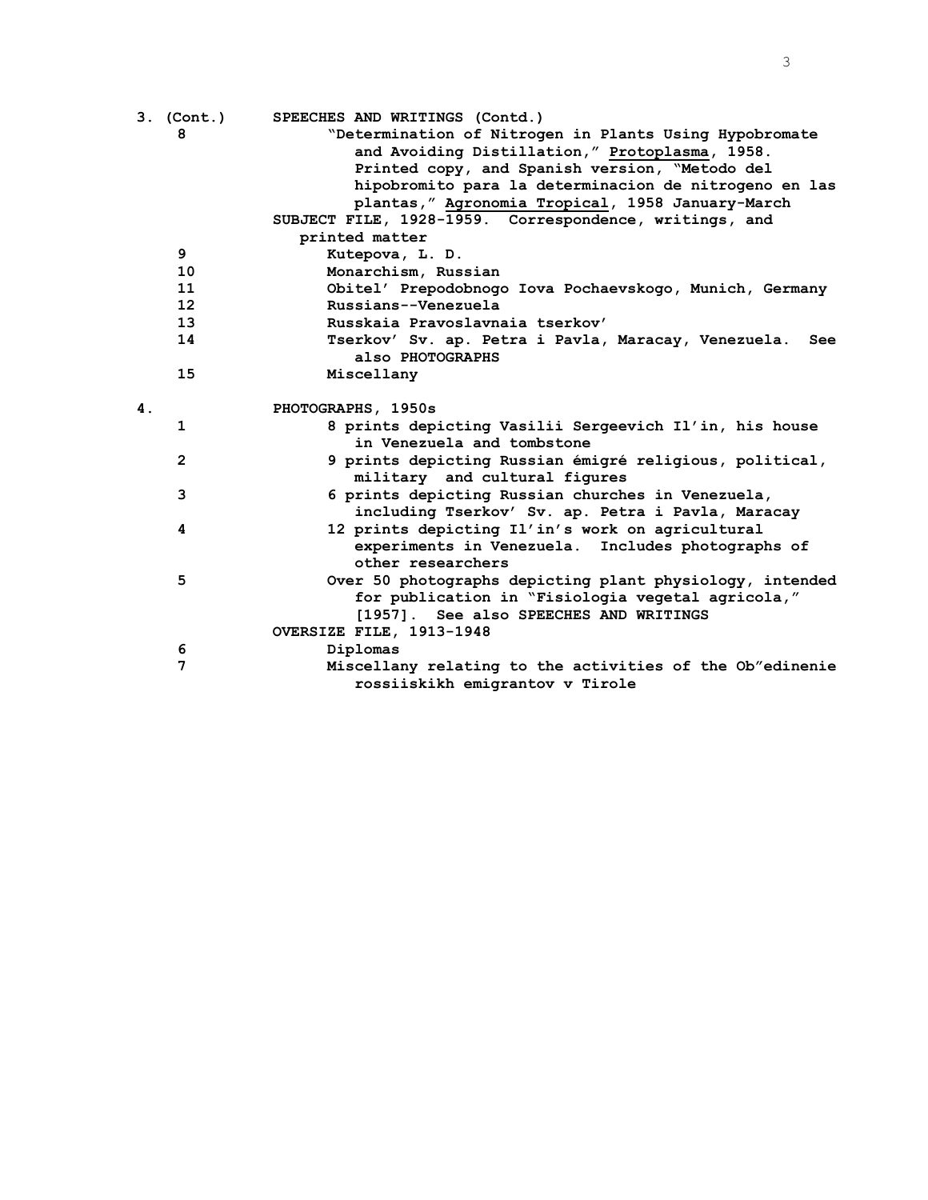**3. (Cont.)** **SPEECHES AND WRITINGS (Contd.)**

**8** "Determination of Nitrogen in Plants Using Hypobromate and Avoiding Distillation," Protoplasma, 1958. Printed copy, and Spanish version, "Metodo del hipobromito para la determinacion de nitrogeno en las plantas," Agronomia Tropical, 1958 January-March

**SUBJECT FILE, 1928-1959.** Correspondence, writings, and printed matter

**9** Kutepova, L. D.

**10** Monarchism, Russian

**11** Obitel' Prepodobnogo Iova Pochaevskogo, Munich, Germany

**12** Russians--Venezuela

**13** Russkaia Pravoslavnaia tserkov'

**14** Tserkov' Sv. ap. Petra i Pavla, Maracay, Venezuela. See also PHOTOGRAPHS

**15** Miscellany

**4.** **PHOTOGRAPHS, 1950s**

**1** 8 prints depicting Vasilii Sergeevich Il'in, his house in Venezuela and tombstone

**2** 9 prints depicting Russian émigré religious, political, military and cultural figures

**3** 6 prints depicting Russian churches in Venezuela, including Tserkov' Sv. ap. Petra i Pavla, Maracay

**4** 12 prints depicting Il'in's work on agricultural experiments in Venezuela. Includes photographs of other researchers

**5** Over 50 photographs depicting plant physiology, intended for publication in "Fisiologia vegetal agricola," [1957]. See also SPEECHES AND WRITINGS

**OVERSIZE FILE, 1913-1948**

**6** Diplomas

**7** Miscellany relating to the activities of the Ob"edinenie rossiiskikh emigrantov v Tirole